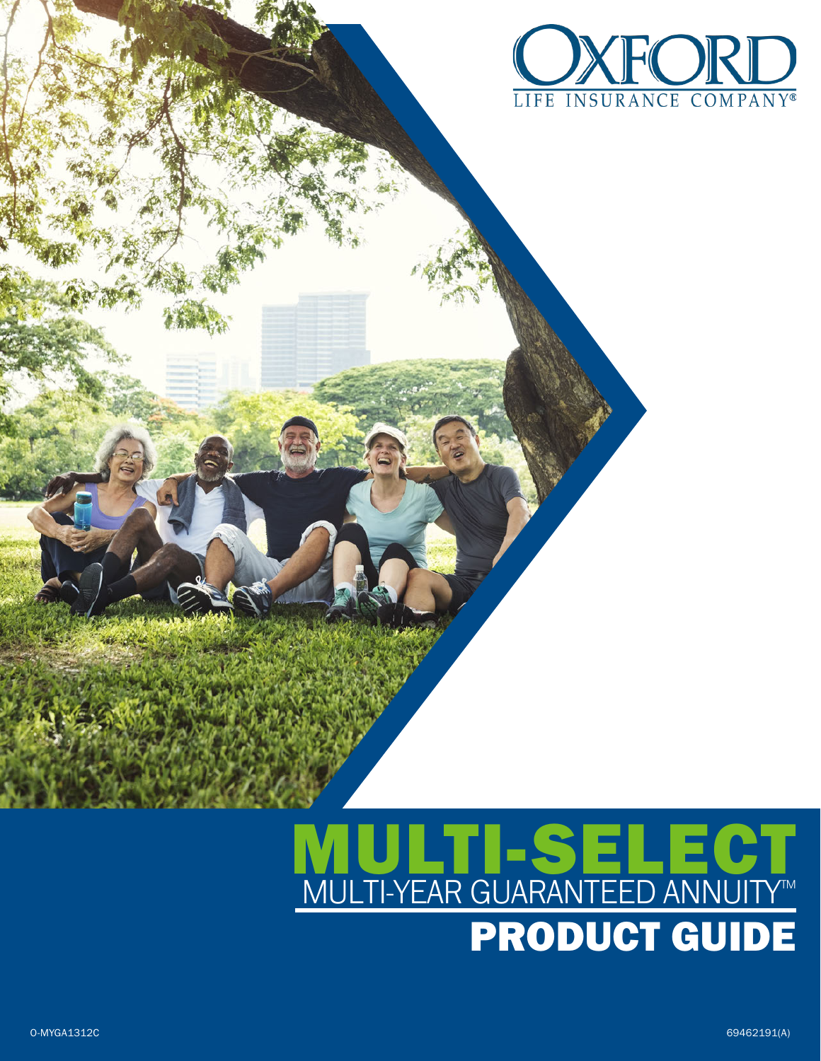OXFORD
LIFE INSURANCE COMPANY®

# MULTI-SELECT

## MULTI-YEAR GUARANTEED ANNUITY™

# PRODUCT GUIDE

O-MYGA1312C

69462191(A)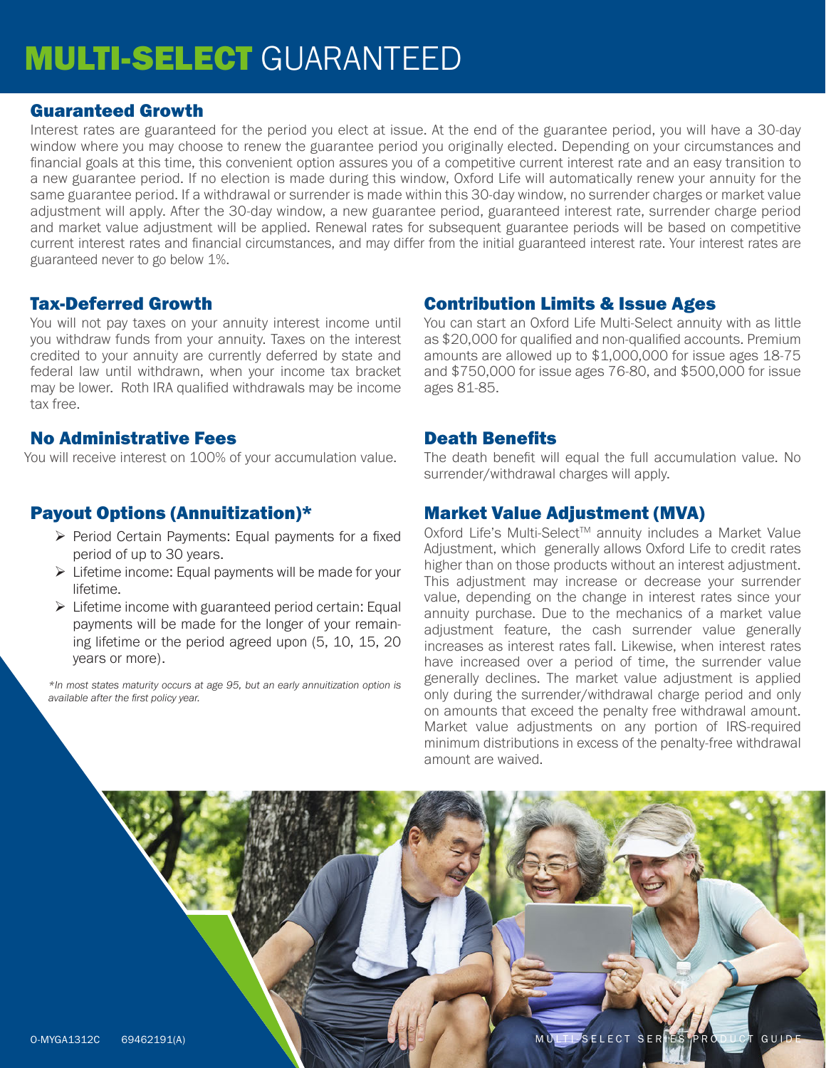# MULTI-SELECT GUARANTEED

## Guaranteed Growth

Interest rates are guaranteed for the period you elect at issue. At the end of the guarantee period, you will have a 30-day window where you may choose to renew the guarantee period you originally elected. Depending on your circumstances and financial goals at this time, this convenient option assures you of a competitive current interest rate and an easy transition to a new guarantee period. If no election is made during this window, Oxford Life will automatically renew your annuity for the same guarantee period. If a withdrawal or surrender is made within this 30-day window, no surrender charges or market value adjustment will apply. After the 30-day window, a new guarantee period, guaranteed interest rate, surrender charge period and market value adjustment will be applied. Renewal rates for subsequent guarantee periods will be based on competitive current interest rates and financial circumstances, and may differ from the initial guaranteed interest rate. Your interest rates are guaranteed never to go below 1%.

## Tax-Deferred Growth

You will not pay taxes on your annuity interest income until you withdraw funds from your annuity. Taxes on the interest credited to your annuity are currently deferred by state and federal law until withdrawn, when your income tax bracket may be lower. Roth IRA qualified withdrawals may be income tax free.

## No Administrative Fees

You will receive interest on 100% of your accumulation value.

## Payout Options (Annuitization)*

- Period Certain Payments: Equal payments for a fixed period of up to 30 years.
- Lifetime income: Equal payments will be made for your lifetime.
- Lifetime income with guaranteed period certain: Equal payments will be made for the longer of your remaining lifetime or the period agreed upon (5, 10, 15, 20 years or more).

*\*In most states maturity occurs at age 95, but an early annuitization option is available after the first policy year.*

## Contribution Limits & Issue Ages

You can start an Oxford Life Multi-Select annuity with as little as $20,000 for qualified and non-qualified accounts. Premium amounts are allowed up to $1,000,000 for issue ages 18-75 and $750,000 for issue ages 76-80, and $500,000 for issue ages 81-85.

## Death Benefits

The death benefit will equal the full accumulation value. No surrender/withdrawal charges will apply.

## Market Value Adjustment (MVA)

Oxford Life's Multi-Select™ annuity includes a Market Value Adjustment, which generally allows Oxford Life to credit rates higher than on those products without an interest adjustment. This adjustment may increase or decrease your surrender value, depending on the change in interest rates since your annuity purchase. Due to the mechanics of a market value adjustment feature, the cash surrender value generally increases as interest rates fall. Likewise, when interest rates have increased over a period of time, the surrender value generally declines. The market value adjustment is applied only during the surrender/withdrawal charge period and only on amounts that exceed the penalty free withdrawal amount. Market value adjustments on any portion of IRS-required minimum distributions in excess of the penalty-free withdrawal amount are waived.

O-MYGA1312C 69462191(A)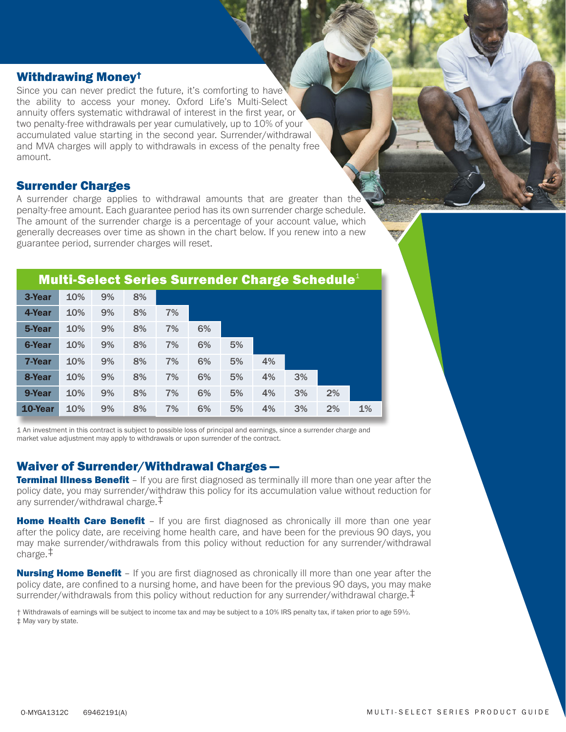## Withdrawing Money†

Since you can never predict the future, it's comforting to have the ability to access your money. Oxford Life's Multi-Select annuity offers systematic withdrawal of interest in the first year, or two penalty-free withdrawals per year cumulatively, up to 10% of your accumulated value starting in the second year. Surrender/withdrawal and MVA charges will apply to withdrawals in excess of the penalty free amount.

## Surrender Charges

A surrender charge applies to withdrawal amounts that are greater than the penalty-free amount. Each guarantee period has its own surrender charge schedule. The amount of the surrender charge is a percentage of your account value, which generally decreases over time as shown in the chart below. If you renew into a new guarantee period, surrender charges will reset.

**Multi-Select Series Surrender Charge Schedule**[1]

| | | | | | | | | | | |
|---|---|---|---|---|---|---|---|---|---|---|
| **3-Year** | 10% | 9% | 8% | | | | | | | |
| **4-Year** | 10% | 9% | 8% | 7% | | | | | | |
| **5-Year** | 10% | 9% | 8% | 7% | 6% | | | | | |
| **6-Year** | 10% | 9% | 8% | 7% | 6% | 5% | | | | |
| **7-Year** | 10% | 9% | 8% | 7% | 6% | 5% | 4% | | | |
| **8-Year** | 10% | 9% | 8% | 7% | 6% | 5% | 4% | 3% | | |
| **9-Year** | 10% | 9% | 8% | 7% | 6% | 5% | 4% | 3% | 2% | |
| **10-Year** | 10% | 9% | 8% | 7% | 6% | 5% | 4% | 3% | 2% | 1% |

1 An investment in this contract is subject to possible loss of principal and earnings, since a surrender charge and market value adjustment may apply to withdrawals or upon surrender of the contract.

## Waiver of Surrender/Withdrawal Charges —

**Terminal Illness Benefit** – If you are first diagnosed as terminally ill more than one year after the policy date, you may surrender/withdraw this policy for its accumulation value without reduction for any surrender/withdrawal charge.‡

**Home Health Care Benefit** – If you are first diagnosed as chronically ill more than one year after the policy date, are receiving home health care, and have been for the previous 90 days, you may make surrender/withdrawals from this policy without reduction for any surrender/withdrawal charge.‡

**Nursing Home Benefit** – If you are first diagnosed as chronically ill more than one year after the policy date, are confined to a nursing home, and have been for the previous 90 days, you may make surrender/withdrawals from this policy without reduction for any surrender/withdrawal charge.‡

† Withdrawals of earnings will be subject to income tax and may be subject to a 10% IRS penalty tax, if taken prior to age 59½.
‡ May vary by state.

O-MYGA1312C 69462191(A)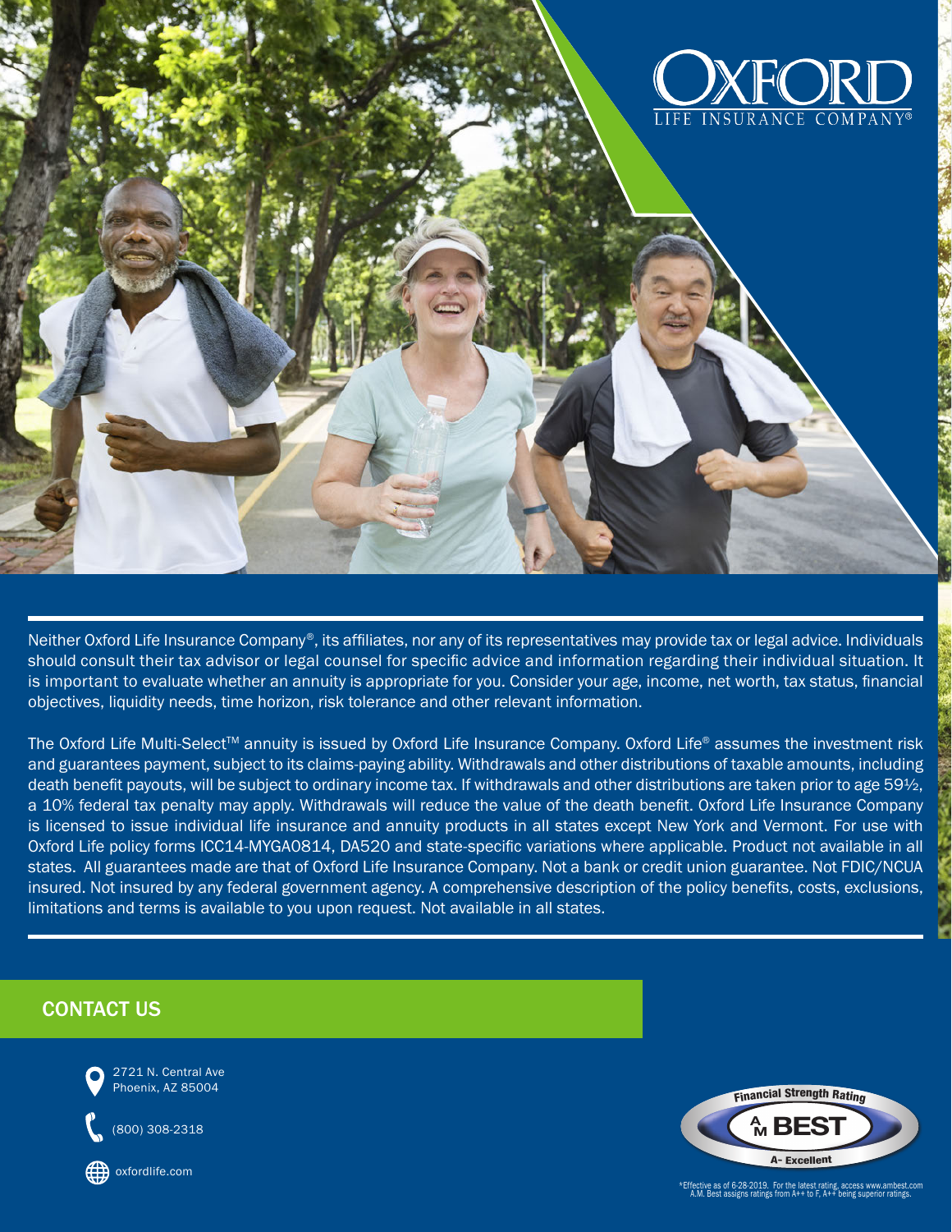OXFORD
LIFE INSURANCE COMPANY®

Neither Oxford Life Insurance Company®, its affiliates, nor any of its representatives may provide tax or legal advice. Individuals should consult their tax advisor or legal counsel for specific advice and information regarding their individual situation. It is important to evaluate whether an annuity is appropriate for you. Consider your age, income, net worth, tax status, financial objectives, liquidity needs, time horizon, risk tolerance and other relevant information.

The Oxford Life Multi-Select™ annuity is issued by Oxford Life Insurance Company. Oxford Life® assumes the investment risk and guarantees payment, subject to its claims-paying ability. Withdrawals and other distributions of taxable amounts, including death benefit payouts, will be subject to ordinary income tax. If withdrawals and other distributions are taken prior to age 59½, a 10% federal tax penalty may apply. Withdrawals will reduce the value of the death benefit. Oxford Life Insurance Company is licensed to issue individual life insurance and annuity products in all states except New York and Vermont. For use with Oxford Life policy forms ICC14-MYGA0814, DA520 and state-specific variations where applicable. Product not available in all states. All guarantees made are that of Oxford Life Insurance Company. Not a bank or credit union guarantee. Not FDIC/NCUA insured. Not insured by any federal government agency. A comprehensive description of the policy benefits, costs, exclusions, limitations and terms is available to you upon request. Not available in all states.

## CONTACT US

2721 N. Central Ave
Phoenix, AZ 85004

(800) 308-2318

oxfordlife.com

Financial Strength Rating
A.M. BEST
A- Excellent

*Effective as of 6-28-2019. For the latest rating, access www.ambest.com
A.M. Best assigns ratings from A++ to F, A++ being superior ratings.